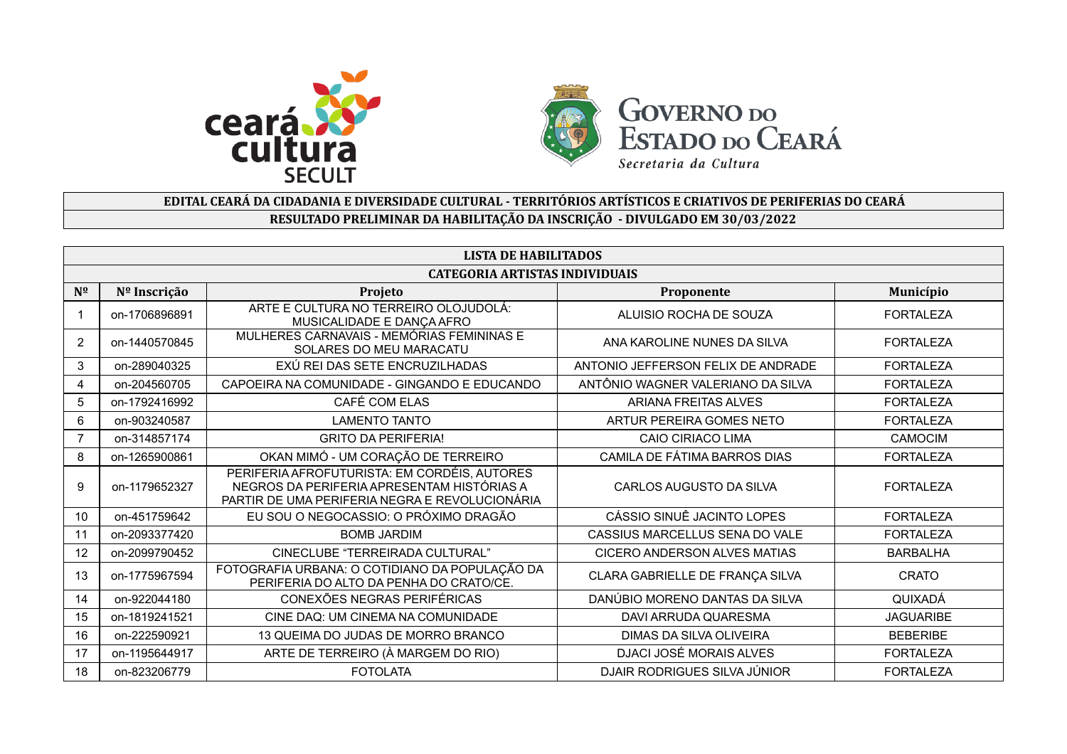**EDITAL CEARÁ DA CIDADANIA E DIVERSIDADE CULTURAL - TERRITÓRIOS ARTÍSTICOS E CRIATIVOS DE PERIFERIAS DO CEARÁ**

**RESULTADO PRELIMINAR DA HABILITAÇÃO DA INSCRIÇÃO - DIVULGADO EM 30/03/2022**

**LISTA DE HABILITADOS**

**CATEGORIA ARTISTAS INDIVIDUAIS**

| Nº | Nº Inscrição | Projeto | Proponente | Município |
|---|---|---|---|---|
| 1 | on-1706896891 | ARTE E CULTURA NO TERREIRO OLOJUDOLÁ: MUSICALIDADE E DANÇA AFRO | ALUISIO ROCHA DE SOUZA | FORTALEZA |
| 2 | on-1440570845 | MULHERES CARNAVAIS - MEMÓRIAS FEMININAS E SOLARES DO MEU MARACATU | ANA KAROLINE NUNES DA SILVA | FORTALEZA |
| 3 | on-289040325 | EXÚ REI DAS SETE ENCRUZILHADAS | ANTONIO JEFFERSON FELIX DE ANDRADE | FORTALEZA |
| 4 | on-204560705 | CAPOEIRA NA COMUNIDADE - GINGANDO E EDUCANDO | ANTÔNIO WAGNER VALERIANO DA SILVA | FORTALEZA |
| 5 | on-1792416992 | CAFÉ COM ELAS | ARIANA FREITAS ALVES | FORTALEZA |
| 6 | on-903240587 | LAMENTO TANTO | ARTUR PEREIRA GOMES NETO | FORTALEZA |
| 7 | on-314857174 | GRITO DA PERIFERIA! | CAIO CIRIACO LIMA | CAMOCIM |
| 8 | on-1265900861 | OKAN MIMÓ - UM CORAÇÃO DE TERREIRO | CAMILA DE FÁTIMA BARROS DIAS | FORTALEZA |
| 9 | on-1179652327 | PERIFERIA AFROFUTURISTA: EM CORDÉIS, AUTORES NEGROS DA PERIFERIA APRESENTAM HISTÓRIAS A PARTIR DE UMA PERIFERIA NEGRA E REVOLUCIONÁRIA | CARLOS AUGUSTO DA SILVA | FORTALEZA |
| 10 | on-451759642 | EU SOU O NEGOCASSIO: O PRÓXIMO DRAGÃO | CÁSSIO SINUÊ JACINTO LOPES | FORTALEZA |
| 11 | on-2093377420 | BOMB JARDIM | CASSIUS MARCELLUS SENA DO VALE | FORTALEZA |
| 12 | on-2099790452 | CINECLUBE “TERREIRADA CULTURAL” | CICERO ANDERSON ALVES MATIAS | BARBALHA |
| 13 | on-1775967594 | FOTOGRAFIA URBANA: O COTIDIANO DA POPULAÇÃO DA PERIFERIA DO ALTO DA PENHA DO CRATO/CE. | CLARA GABRIELLE DE FRANÇA SILVA | CRATO |
| 14 | on-922044180 | CONEXÕES NEGRAS PERIFÉRICAS | DANÚBIO MORENO DANTAS DA SILVA | QUIXADÁ |
| 15 | on-1819241521 | CINE DAQ: UM CINEMA NA COMUNIDADE | DAVI ARRUDA QUARESMA | JAGUARIBE |
| 16 | on-222590921 | 13 QUEIMA DO JUDAS DE MORRO BRANCO | DIMAS DA SILVA OLIVEIRA | BEBERIBE |
| 17 | on-1195644917 | ARTE DE TERREIRO (À MARGEM DO RIO) | DJACI JOSÉ MORAIS ALVES | FORTALEZA |
| 18 | on-823206779 | FOTOLATA | DJAIR RODRIGUES SILVA JÚNIOR | FORTALEZA |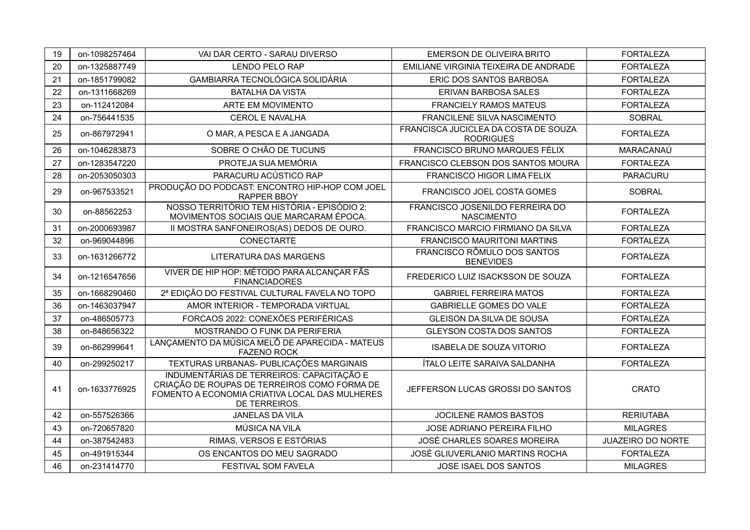| 19 | on-1098257464 | VAI DAR CERTO - SARAU DIVERSO | EMERSON DE OLIVEIRA BRITO | FORTALEZA |
|---|---|---|---|---|
| 20 | on-1325887749 | LENDO PELO RAP | EMILIANE VIRGINIA TEIXEIRA DE ANDRADE | FORTALEZA |
| 21 | on-1851799082 | GAMBIARRA TECNOLÓGICA SOLIDÁRIA | ERIC DOS SANTOS BARBOSA | FORTALEZA |
| 22 | on-1311668269 | BATALHA DA VISTA | ERIVAN BARBOSA SALES | FORTALEZA |
| 23 | on-112412084 | ARTE EM MOVIMENTO | FRANCIELY RAMOS MATEUS | FORTALEZA |
| 24 | on-756441535 | CEROL E NAVALHA | FRANCILENE SILVA NASCIMENTO | SOBRAL |
| 25 | on-867972941 | O MAR, A PESCA E A JANGADA | FRANCISCA JUCICLEA DA COSTA DE SOUZA RODRIGUES | FORTALEZA |
| 26 | on-1046283873 | SOBRE O CHÃO DE TUCUNS | FRANCISCO BRUNO MARQUES FÉLIX | MARACANAÚ |
| 27 | on-1283547220 | PROTEJA SUA MEMÓRIA | FRANCISCO CLEBSON DOS SANTOS MOURA | FORTALEZA |
| 28 | on-2053050303 | PARACURU ACÚSTICO RAP | FRANCISCO HIGOR LIMA FELIX | PARACURU |
| 29 | on-967533521 | PRODUÇÃO DO PODCAST: ENCONTRO HIP-HOP COM JOEL RAPPER BBOY | FRANCISCO JOEL COSTA GOMES | SOBRAL |
| 30 | on-88562253 | NOSSO TERRITÓRIO TEM HISTÓRIA - EPISÓDIO 2: MOVIMENTOS SOCIAIS QUE MARCARAM ÉPOCA. | FRANCISCO JOSENILDO FERREIRA DO NASCIMENTO | FORTALEZA |
| 31 | on-2000693987 | II MOSTRA SANFONEIROS(AS) DEDOS DE OURO. | FRANCISCO MARCIO FIRMIANO DA SILVA | FORTALEZA |
| 32 | on-969044896 | CONECTARTE | FRANCISCO MAURITONI MARTINS | FORTALEZA |
| 33 | on-1631266772 | LITERATURA DAS MARGENS | FRANCISCO RÔMULO DOS SANTOS BENEVIDES | FORTALEZA |
| 34 | on-1216547656 | VIVER DE HIP HOP: MÉTODO PARA ALCANÇAR FÃS FINANCIADORES | FREDERICO LUIZ ISACKSSON DE SOUZA | FORTALEZA |
| 35 | on-1668290460 | 2ª EDIÇÃO DO FESTIVAL CULTURAL FAVELA NO TOPO | GABRIEL FERREIRA MATOS | FORTALEZA |
| 36 | on-1463037947 | AMOR INTERIOR - TEMPORADA VIRTUAL | GABRIELLE GOMES DO VALE | FORTALEZA |
| 37 | on-486505773 | FORCAOS 2022: CONEXÕES PERIFÉRICAS | GLEISON DA SILVA DE SOUSA | FORTALEZA |
| 38 | on-848656322 | MOSTRANDO O FUNK DA PERIFERIA | GLEYSON COSTA DOS SANTOS | FORTALEZA |
| 39 | on-862999641 | LANÇAMENTO DA MÚSICA MELÔ DE APARECIDA - MATEUS FAZENO ROCK | ISABELA DE SOUZA VITORIO | FORTALEZA |
| 40 | on-299250217 | TEXTURAS URBANAS- PUBLICAÇÕES MARGINAIS | ÍTALO LEITE SARAIVA SALDANHA | FORTALEZA |
| 41 | on-1633776925 | INDUMENTÁRIAS DE TERREIROS: CAPACITAÇÃO E CRIAÇÃO DE ROUPAS DE TERREIROS COMO FORMA DE FOMENTO A ECONOMIA CRIATIVA LOCAL DAS MULHERES DE TERREIROS. | JEFFERSON LUCAS GROSSI DO SANTOS | CRATO |
| 42 | on-557526366 | JANELAS DA VILA | JOCILENE RAMOS BASTOS | RERIUTABA |
| 43 | on-720657820 | MÚSICA NA VILA | JOSE ADRIANO PEREIRA FILHO | MILAGRES |
| 44 | on-387542483 | RIMAS, VERSOS E ESTÓRIAS | JOSÉ CHARLES SOARES MOREIRA | JUAZEIRO DO NORTE |
| 45 | on-491915344 | OS ENCANTOS DO MEU SAGRADO | JOSÉ GLIUVERLANIO MARTINS ROCHA | FORTALEZA |
| 46 | on-231414770 | FESTIVAL SOM FAVELA | JOSE ISAEL DOS SANTOS | MILAGRES |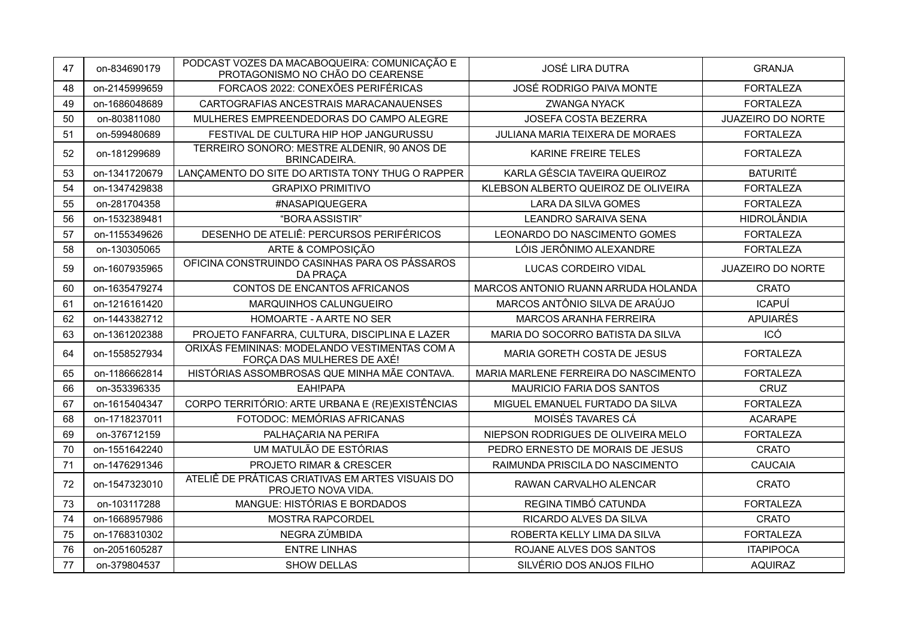| 47 | on-834690179 | PODCAST VOZES DA MACABOQUEIRA: COMUNICAÇÃO E PROTAGONISMO NO CHÃO DO CEARENSE | JOSÉ LIRA DUTRA | GRANJA |
|---|---|---|---|---|
| 48 | on-2145999659 | FORCAOS 2022: CONEXÕES PERIFÉRICAS | JOSÉ RODRIGO PAIVA MONTE | FORTALEZA |
| 49 | on-1686048689 | CARTOGRAFIAS ANCESTRAIS MARACANAUENSES | ZWANGA NYACK | FORTALEZA |
| 50 | on-803811080 | MULHERES EMPREENDEDORAS DO CAMPO ALEGRE | JOSEFA COSTA BEZERRA | JUAZEIRO DO NORTE |
| 51 | on-599480689 | FESTIVAL DE CULTURA HIP HOP JANGURUSSU | JULIANA MARIA TEIXERA DE MORAES | FORTALEZA |
| 52 | on-181299689 | TERREIRO SONORO: MESTRE ALDENIR, 90 ANOS DE BRINCADEIRA. | KARINE FREIRE TELES | FORTALEZA |
| 53 | on-1341720679 | LANÇAMENTO DO SITE DO ARTISTA TONY THUG O RAPPER | KARLA GÉSCIA TAVEIRA QUEIROZ | BATURITÉ |
| 54 | on-1347429838 | GRAPIXO PRIMITIVO | KLEBSON ALBERTO QUEIROZ DE OLIVEIRA | FORTALEZA |
| 55 | on-281704358 | #NASAPIQUEGERA | LARA DA SILVA GOMES | FORTALEZA |
| 56 | on-1532389481 | “BORA ASSISTIR” | LEANDRO SARAIVA SENA | HIDROLÂNDIA |
| 57 | on-1155349626 | DESENHO DE ATELIÊ: PERCURSOS PERIFÉRICOS | LEONARDO DO NASCIMENTO GOMES | FORTALEZA |
| 58 | on-130305065 | ARTE & COMPOSIÇÃO | LÓIS JERÔNIMO ALEXANDRE | FORTALEZA |
| 59 | on-1607935965 | OFICINA CONSTRUINDO CASINHAS PARA OS PÁSSAROS DA PRAÇA | LUCAS CORDEIRO VIDAL | JUAZEIRO DO NORTE |
| 60 | on-1635479274 | CONTOS DE ENCANTOS AFRICANOS | MARCOS ANTONIO RUANN ARRUDA HOLANDA | CRATO |
| 61 | on-1216161420 | MARQUINHOS CALUNGUEIRO | MARCOS ANTÔNIO SILVA DE ARAÚJO | ICAPUÍ |
| 62 | on-1443382712 | HOMOARTE - A ARTE NO SER | MARCOS ARANHA FERREIRA | APUIARÉS |
| 63 | on-1361202388 | PROJETO FANFARRA, CULTURA, DISCIPLINA E LAZER | MARIA DO SOCORRO BATISTA DA SILVA | ICÓ |
| 64 | on-1558527934 | ORIXÁS FEMININAS: MODELANDO VESTIMENTAS COM A FORÇA DAS MULHERES DE AXÉ! | MARIA GORETH COSTA DE JESUS | FORTALEZA |
| 65 | on-1186662814 | HISTÓRIAS ASSOMBROSAS QUE MINHA MÃE CONTAVA. | MARIA MARLENE FERREIRA DO NASCIMENTO | FORTALEZA |
| 66 | on-353396335 | EAH!PAPA | MAURICIO FARIA DOS SANTOS | CRUZ |
| 67 | on-1615404347 | CORPO TERRITÓRIO: ARTE URBANA E (RE)EXISTÊNCIAS | MIGUEL EMANUEL FURTADO DA SILVA | FORTALEZA |
| 68 | on-1718237011 | FOTODOC: MEMÓRIAS AFRICANAS | MOISÉS TAVARES CÁ | ACARAPE |
| 69 | on-376712159 | PALHAÇARIA NA PERIFA | NIEPSON RODRIGUES DE OLIVEIRA MELO | FORTALEZA |
| 70 | on-1551642240 | UM MATULÃO DE ESTÓRIAS | PEDRO ERNESTO DE MORAIS DE JESUS | CRATO |
| 71 | on-1476291346 | PROJETO RIMAR & CRESCER | RAIMUNDA PRISCILA DO NASCIMENTO | CAUCAIA |
| 72 | on-1547323010 | ATELIÊ DE PRÁTICAS CRIATIVAS EM ARTES VISUAIS DO PROJETO NOVA VIDA. | RAWAN CARVALHO ALENCAR | CRATO |
| 73 | on-103117288 | MANGUE: HISTÓRIAS E BORDADOS | REGINA TIMBÓ CATUNDA | FORTALEZA |
| 74 | on-1668957986 | MOSTRA RAPCORDEL | RICARDO ALVES DA SILVA | CRATO |
| 75 | on-1768310302 | NEGRA ZÚMBIDA | ROBERTA KELLY LIMA DA SILVA | FORTALEZA |
| 76 | on-2051605287 | ENTRE LINHAS | ROJANE ALVES DOS SANTOS | ITAPIPOCA |
| 77 | on-379804537 | SHOW DELLAS | SILVÉRIO DOS ANJOS FILHO | AQUIRAZ |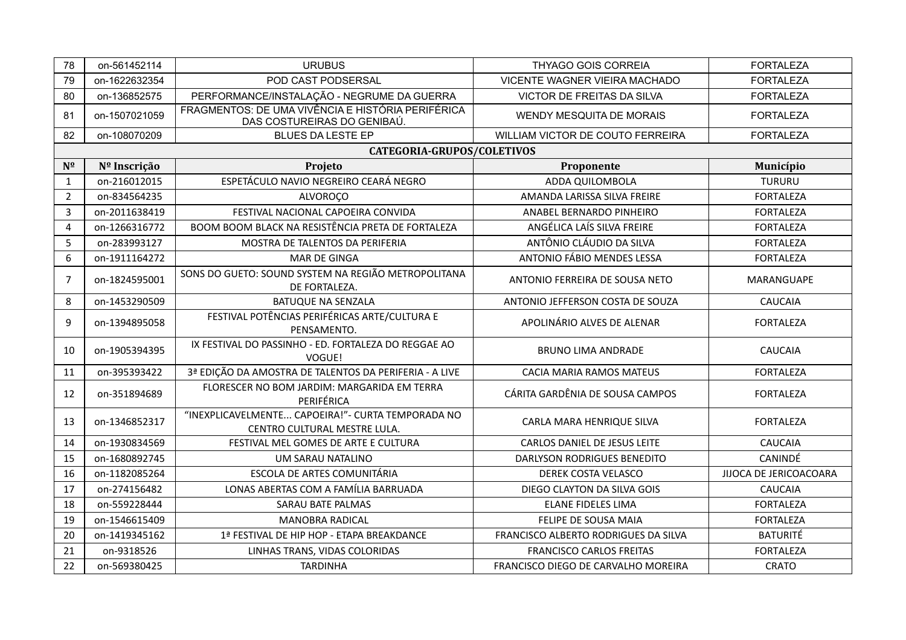| | | | | |
|---|---|---|---|---|
| 78 | on-561452114 | URUBUS | THYAGO GOIS CORREIA | FORTALEZA |
| 79 | on-1622632354 | POD CAST PODSERSAL | VICENTE WAGNER VIEIRA MACHADO | FORTALEZA |
| 80 | on-136852575 | PERFORMANCE/INSTALAÇÃO - NEGRUME DA GUERRA | VICTOR DE FREITAS DA SILVA | FORTALEZA |
| 81 | on-1507021059 | FRAGMENTOS: DE UMA VIVÊNCIA E HISTÓRIA PERIFÉRICA DAS COSTUREIRAS DO GENIBAÚ. | WENDY MESQUITA DE MORAIS | FORTALEZA |
| 82 | on-108070209 | BLUES DA LESTE EP | WILLIAM VICTOR DE COUTO FERREIRA | FORTALEZA |

**CATEGORIA-GRUPOS/COLETIVOS**

| Nº | Nº Inscrição | Projeto | Proponente | Município |
|---|---|---|---|---|
| 1 | on-216012015 | ESPETÁCULO NAVIO NEGREIRO CEARÁ NEGRO | ADDA QUILOMBOLA | TURURU |
| 2 | on-834564235 | ALVOROÇO | AMANDA LARISSA SILVA FREIRE | FORTALEZA |
| 3 | on-2011638419 | FESTIVAL NACIONAL CAPOEIRA CONVIDA | ANABEL BERNARDO PINHEIRO | FORTALEZA |
| 4 | on-1266316772 | BOOM BOOM BLACK NA RESISTÊNCIA PRETA DE FORTALEZA | ANGÉLICA LAÍS SILVA FREIRE | FORTALEZA |
| 5 | on-283993127 | MOSTRA DE TALENTOS DA PERIFERIA | ANTÔNIO CLÁUDIO DA SILVA | FORTALEZA |
| 6 | on-1911164272 | MAR DE GINGA | ANTONIO FÁBIO MENDES LESSA | FORTALEZA |
| 7 | on-1824595001 | SONS DO GUETO: SOUND SYSTEM NA REGIÃO METROPOLITANA DE FORTALEZA. | ANTONIO FERREIRA DE SOUSA NETO | MARANGUAPE |
| 8 | on-1453290509 | BATUQUE NA SENZALA | ANTONIO JEFFERSON COSTA DE SOUZA | CAUCAIA |
| 9 | on-1394895058 | FESTIVAL POTÊNCIAS PERIFÉRICAS ARTE/CULTURA E PENSAMENTO. | APOLINÁRIO ALVES DE ALENAR | FORTALEZA |
| 10 | on-1905394395 | IX FESTIVAL DO PASSINHO - ED. FORTALEZA DO REGGAE AO VOGUE! | BRUNO LIMA ANDRADE | CAUCAIA |
| 11 | on-395393422 | 3ª EDIÇÃO DA AMOSTRA DE TALENTOS DA PERIFERIA - A LIVE | CACIA MARIA RAMOS MATEUS | FORTALEZA |
| 12 | on-351894689 | FLORESCER NO BOM JARDIM: MARGARIDA EM TERRA PERIFÉRICA | CÁRITA GARDÊNIA DE SOUSA CAMPOS | FORTALEZA |
| 13 | on-1346852317 | "INEXPLICAVELMENTE... CAPOEIRA!"- CURTA TEMPORADA NO CENTRO CULTURAL MESTRE LULA. | CARLA MARA HENRIQUE SILVA | FORTALEZA |
| 14 | on-1930834569 | FESTIVAL MEL GOMES DE ARTE E CULTURA | CARLOS DANIEL DE JESUS LEITE | CAUCAIA |
| 15 | on-1680892745 | UM SARAU NATALINO | DARLYSON RODRIGUES BENEDITO | CANINDÉ |
| 16 | on-1182085264 | ESCOLA DE ARTES COMUNITÁRIA | DEREK COSTA VELASCO | JIJOCA DE JERICOACOARA |
| 17 | on-274156482 | LONAS ABERTAS COM A FAMÍLIA BARRUADA | DIEGO CLAYTON DA SILVA GOIS | CAUCAIA |
| 18 | on-559228444 | SARAU BATE PALMAS | ELANE FIDELES LIMA | FORTALEZA |
| 19 | on-1546615409 | MANOBRA RADICAL | FELIPE DE SOUSA MAIA | FORTALEZA |
| 20 | on-1419345162 | 1ª FESTIVAL DE HIP HOP - ETAPA BREAKDANCE | FRANCISCO ALBERTO RODRIGUES DA SILVA | BATURITÉ |
| 21 | on-9318526 | LINHAS TRANS, VIDAS COLORIDAS | FRANCISCO CARLOS FREITAS | FORTALEZA |
| 22 | on-569380425 | TARDINHA | FRANCISCO DIEGO DE CARVALHO MOREIRA | CRATO |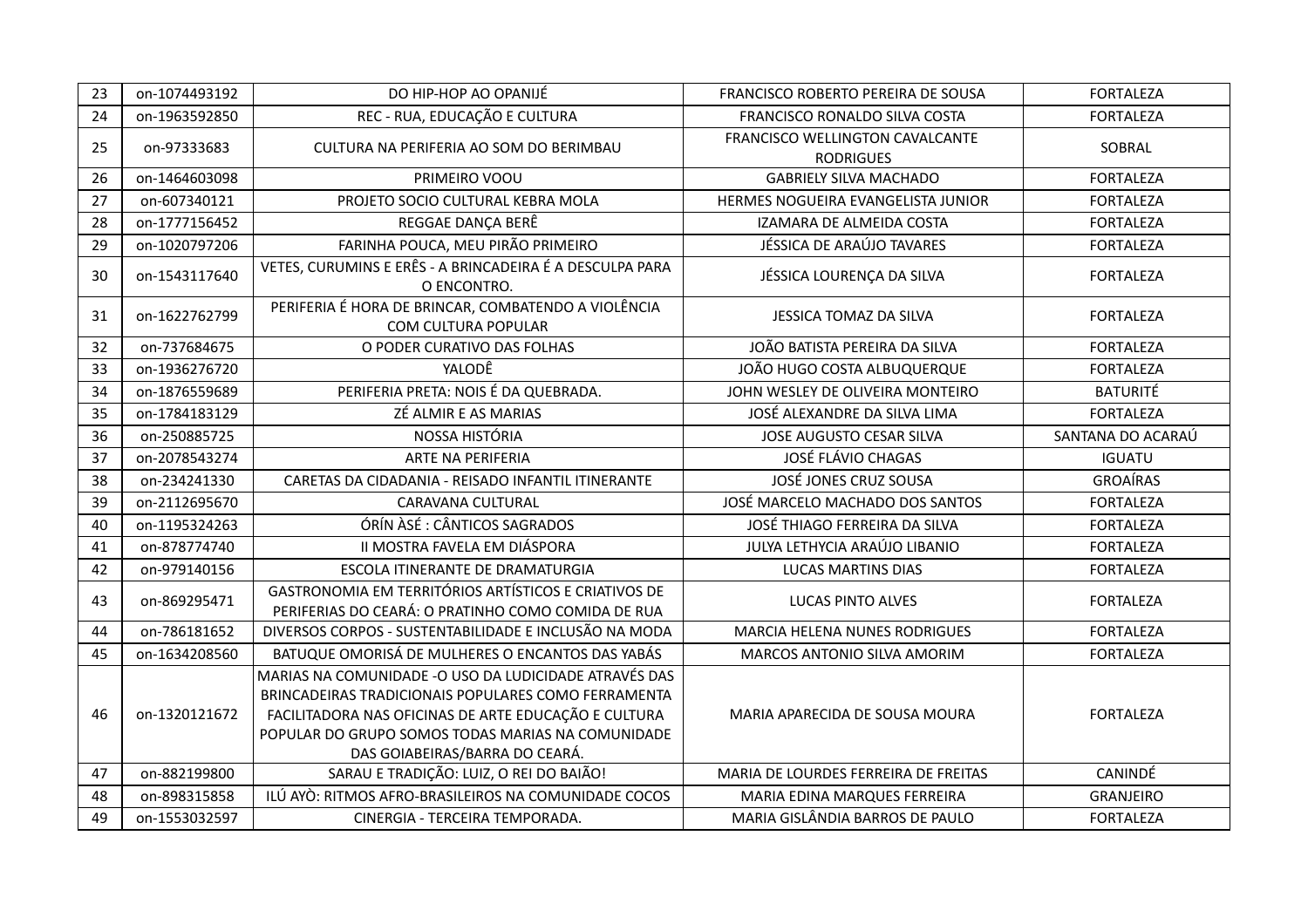| 23 | on-1074493192 | DO HIP-HOP AO OPANIJÉ | FRANCISCO ROBERTO PEREIRA DE SOUSA | FORTALEZA |
|---|---|---|---|---|
| 24 | on-1963592850 | REC - RUA, EDUCAÇÃO E CULTURA | FRANCISCO RONALDO SILVA COSTA | FORTALEZA |
| 25 | on-97333683 | CULTURA NA PERIFERIA AO SOM DO BERIMBAU | FRANCISCO WELLINGTON CAVALCANTE RODRIGUES | SOBRAL |
| 26 | on-1464603098 | PRIMEIRO VOOU | GABRIELY SILVA MACHADO | FORTALEZA |
| 27 | on-607340121 | PROJETO SOCIO CULTURAL KEBRA MOLA | HERMES NOGUEIRA EVANGELISTA JUNIOR | FORTALEZA |
| 28 | on-1777156452 | REGGAE DANÇA BERÊ | IZAMARA DE ALMEIDA COSTA | FORTALEZA |
| 29 | on-1020797206 | FARINHA POUCA, MEU PIRÃO PRIMEIRO | JÉSSICA DE ARAÚJO TAVARES | FORTALEZA |
| 30 | on-1543117640 | VETES, CURUMINS E ERÊS - A BRINCADEIRA É A DESCULPA PARA O ENCONTRO. | JÉSSICA LOURENÇA DA SILVA | FORTALEZA |
| 31 | on-1622762799 | PERIFERIA É HORA DE BRINCAR, COMBATENDO A VIOLÊNCIA COM CULTURA POPULAR | JESSICA TOMAZ DA SILVA | FORTALEZA |
| 32 | on-737684675 | O PODER CURATIVO DAS FOLHAS | JOÃO BATISTA PEREIRA DA SILVA | FORTALEZA |
| 33 | on-1936276720 | YALODÊ | JOÃO HUGO COSTA ALBUQUERQUE | FORTALEZA |
| 34 | on-1876559689 | PERIFERIA PRETA: NOIS É DA QUEBRADA. | JOHN WESLEY DE OLIVEIRA MONTEIRO | BATURITÉ |
| 35 | on-1784183129 | ZÉ ALMIR E AS MARIAS | JOSÉ ALEXANDRE DA SILVA LIMA | FORTALEZA |
| 36 | on-250885725 | NOSSA HISTÓRIA | JOSE AUGUSTO CESAR SILVA | SANTANA DO ACARAÚ |
| 37 | on-2078543274 | ARTE NA PERIFERIA | JOSÉ FLÁVIO CHAGAS | IGUATU |
| 38 | on-234241330 | CARETAS DA CIDADANIA - REISADO INFANTIL ITINERANTE | JOSÉ JONES CRUZ SOUSA | GROAÍRAS |
| 39 | on-2112695670 | CARAVANA CULTURAL | JOSÉ MARCELO MACHADO DOS SANTOS | FORTALEZA |
| 40 | on-1195324263 | ÓRÍN ÀSÉ : CÂNTICOS SAGRADOS | JOSÉ THIAGO FERREIRA DA SILVA | FORTALEZA |
| 41 | on-878774740 | II MOSTRA FAVELA EM DIÁSPORA | JULYA LETHYCIA ARAÚJO LIBANIO | FORTALEZA |
| 42 | on-979140156 | ESCOLA ITINERANTE DE DRAMATURGIA | LUCAS MARTINS DIAS | FORTALEZA |
| 43 | on-869295471 | GASTRONOMIA EM TERRITÓRIOS ARTÍSTICOS E CRIATIVOS DE PERIFERIAS DO CEARÁ: O PRATINHO COMO COMIDA DE RUA | LUCAS PINTO ALVES | FORTALEZA |
| 44 | on-786181652 | DIVERSOS CORPOS - SUSTENTABILIDADE E INCLUSÃO NA MODA | MARCIA HELENA NUNES RODRIGUES | FORTALEZA |
| 45 | on-1634208560 | BATUQUE OMORISÁ DE MULHERES O ENCANTOS DAS YABÁS | MARCOS ANTONIO SILVA AMORIM | FORTALEZA |
| 46 | on-1320121672 | MARIAS NA COMUNIDADE -O USO DA LUDICIDADE ATRAVÉS DAS BRINCADEIRAS TRADICIONAIS POPULARES COMO FERRAMENTA FACILITADORA NAS OFICINAS DE ARTE EDUCAÇÃO E CULTURA POPULAR DO GRUPO SOMOS TODAS MARIAS NA COMUNIDADE DAS GOIABEIRAS/BARRA DO CEARÁ. | MARIA APARECIDA DE SOUSA MOURA | FORTALEZA |
| 47 | on-882199800 | SARAU E TRADIÇÃO: LUIZ, O REI DO BAIÃO! | MARIA DE LOURDES FERREIRA DE FREITAS | CANINDÉ |
| 48 | on-898315858 | ILÚ AYÒ: RITMOS AFRO-BRASILEIROS NA COMUNIDADE COCOS | MARIA EDINA MARQUES FERREIRA | GRANJEIRO |
| 49 | on-1553032597 | CINERGIA - TERCEIRA TEMPORADA. | MARIA GISLÂNDIA BARROS DE PAULO | FORTALEZA |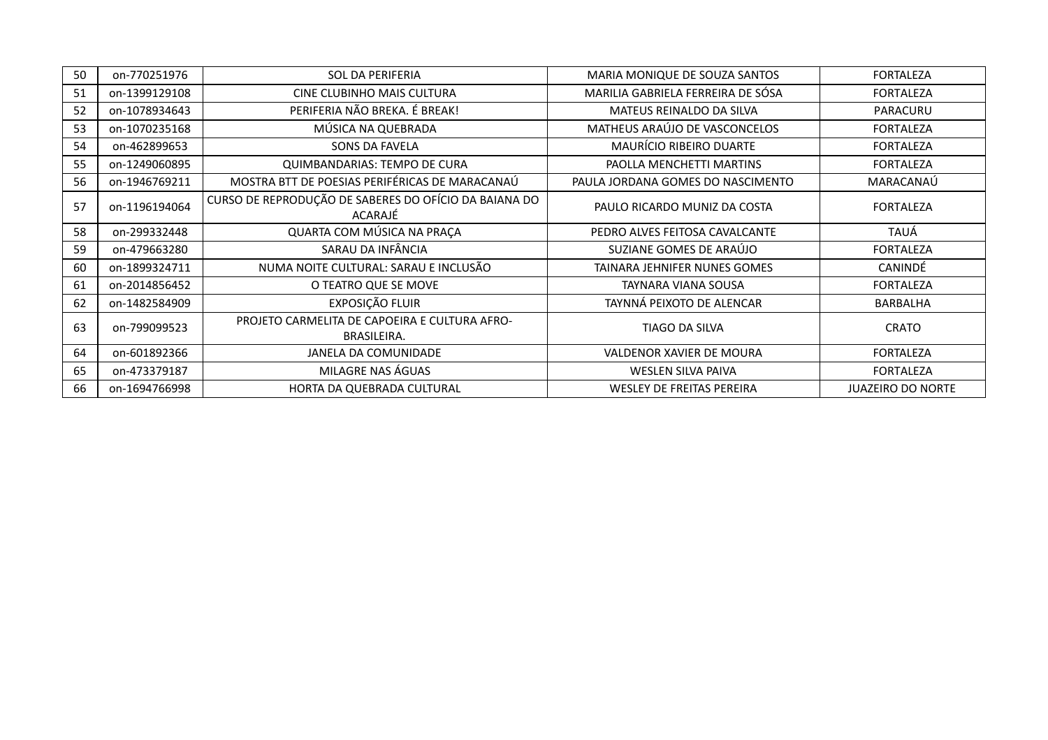| 50 | on-770251976 | SOL DA PERIFERIA | MARIA MONIQUE DE SOUZA SANTOS | FORTALEZA |
|---|---|---|---|---|
| 51 | on-1399129108 | CINE CLUBINHO MAIS CULTURA | MARILIA GABRIELA FERREIRA DE SÓSA | FORTALEZA |
| 52 | on-1078934643 | PERIFERIA NÃO BREKA. É BREAK! | MATEUS REINALDO DA SILVA | PARACURU |
| 53 | on-1070235168 | MÚSICA NA QUEBRADA | MATHEUS ARAÚJO DE VASCONCELOS | FORTALEZA |
| 54 | on-462899653 | SONS DA FAVELA | MAURÍCIO RIBEIRO DUARTE | FORTALEZA |
| 55 | on-1249060895 | QUIMBANDARIAS: TEMPO DE CURA | PAOLLA MENCHETTI MARTINS | FORTALEZA |
| 56 | on-1946769211 | MOSTRA BTT DE POESIAS PERIFÉRICAS DE MARACANAÚ | PAULA JORDANA GOMES DO NASCIMENTO | MARACANAÚ |
| 57 | on-1196194064 | CURSO DE REPRODUÇÃO DE SABERES DO OFÍCIO DA BAIANA DO ACARAJÉ | PAULO RICARDO MUNIZ DA COSTA | FORTALEZA |
| 58 | on-299332448 | QUARTA COM MÚSICA NA PRAÇA | PEDRO ALVES FEITOSA CAVALCANTE | TAUÁ |
| 59 | on-479663280 | SARAU DA INFÂNCIA | SUZIANE GOMES DE ARAÚJO | FORTALEZA |
| 60 | on-1899324711 | NUMA NOITE CULTURAL: SARAU E INCLUSÃO | TAINARA JEHNIFER NUNES GOMES | CANINDÉ |
| 61 | on-2014856452 | O TEATRO QUE SE MOVE | TAYNARA VIANA SOUSA | FORTALEZA |
| 62 | on-1482584909 | EXPOSIÇÃO FLUIR | TAYNNÁ PEIXOTO DE ALENCAR | BARBALHA |
| 63 | on-799099523 | PROJETO CARMELITA DE CAPOEIRA E CULTURA AFRO-BRASILEIRA. | TIAGO DA SILVA | CRATO |
| 64 | on-601892366 | JANELA DA COMUNIDADE | VALDENOR XAVIER DE MOURA | FORTALEZA |
| 65 | on-473379187 | MILAGRE NAS ÁGUAS | WESLEN SILVA PAIVA | FORTALEZA |
| 66 | on-1694766998 | HORTA DA QUEBRADA CULTURAL | WESLEY DE FREITAS PEREIRA | JUAZEIRO DO NORTE |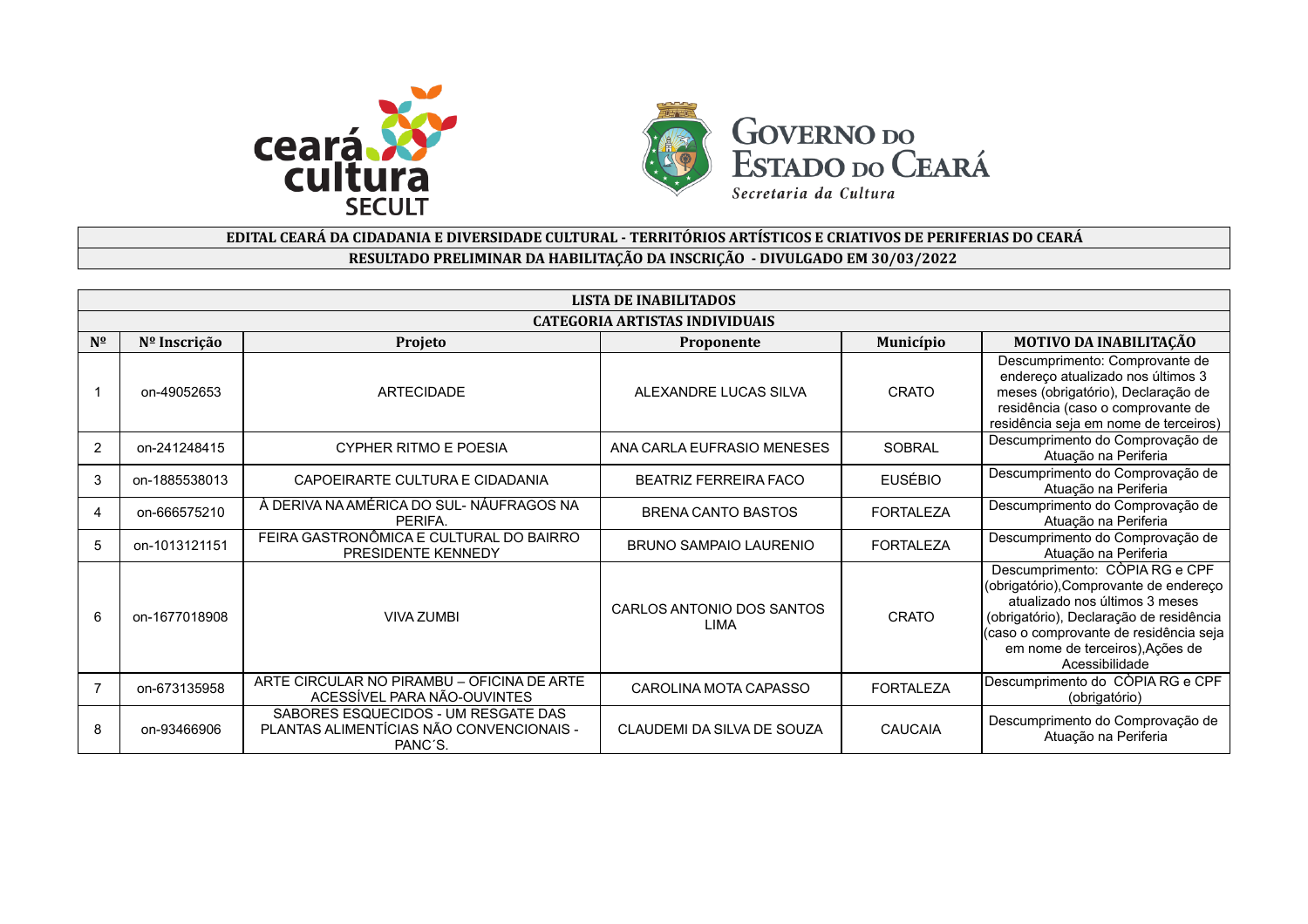**EDITAL CEARÁ DA CIDADANIA E DIVERSIDADE CULTURAL - TERRITÓRIOS ARTÍSTICOS E CRIATIVOS DE PERIFERIAS DO CEARÁ**

**RESULTADO PRELIMINAR DA HABILITAÇÃO DA INSCRIÇÃO - DIVULGADO EM 30/03/2022**

| LISTA DE INABILITADOS | | | | | |
|---|---|---|---|---|---|
| **CATEGORIA ARTISTAS INDIVIDUAIS** | | | | | |
| **Nº** | **Nº Inscrição** | **Projeto** | **Proponente** | **Município** | **MOTIVO DA INABILITAÇÃO** |
| 1 | on-49052653 | ARTECIDADE | ALEXANDRE LUCAS SILVA | CRATO | Descumprimento: Comprovante de endereço atualizado nos últimos 3 meses (obrigatório), Declaração de residência (caso o comprovante de residência seja em nome de terceiros) |
| 2 | on-241248415 | CYPHER RITMO E POESIA | ANA CARLA EUFRASIO MENESES | SOBRAL | Descumprimento do Comprovação de Atuação na Periferia |
| 3 | on-1885538013 | CAPOEIRARTE CULTURA E CIDADANIA | BEATRIZ FERREIRA FACO | EUSÉBIO | Descumprimento do Comprovação de Atuação na Periferia |
| 4 | on-666575210 | À DERIVA NA AMÉRICA DO SUL- NÁUFRAGOS NA PERIFA. | BRENA CANTO BASTOS | FORTALEZA | Descumprimento do Comprovação de Atuação na Periferia |
| 5 | on-1013121151 | FEIRA GASTRONÔMICA E CULTURAL DO BAIRRO PRESIDENTE KENNEDY | BRUNO SAMPAIO LAURENIO | FORTALEZA | Descumprimento do Comprovação de Atuação na Periferia |
| 6 | on-1677018908 | VIVA ZUMBI | CARLOS ANTONIO DOS SANTOS LIMA | CRATO | Descumprimento: CÒPIA RG e CPF (obrigatório),Comprovante de endereço atualizado nos últimos 3 meses (obrigatório), Declaração de residência (caso o comprovante de residência seja em nome de terceiros),Ações de Acessibilidade |
| 7 | on-673135958 | ARTE CIRCULAR NO PIRAMBU – OFICINA DE ARTE ACESSÍVEL PARA NÃO-OUVINTES | CAROLINA MOTA CAPASSO | FORTALEZA | Descumprimento do CÒPIA RG e CPF (obrigatório) |
| 8 | on-93466906 | SABORES ESQUECIDOS - UM RESGATE DAS PLANTAS ALIMENTÍCIAS NÃO CONVENCIONAIS - PANC´S. | CLAUDEMI DA SILVA DE SOUZA | CAUCAIA | Descumprimento do Comprovação de Atuação na Periferia |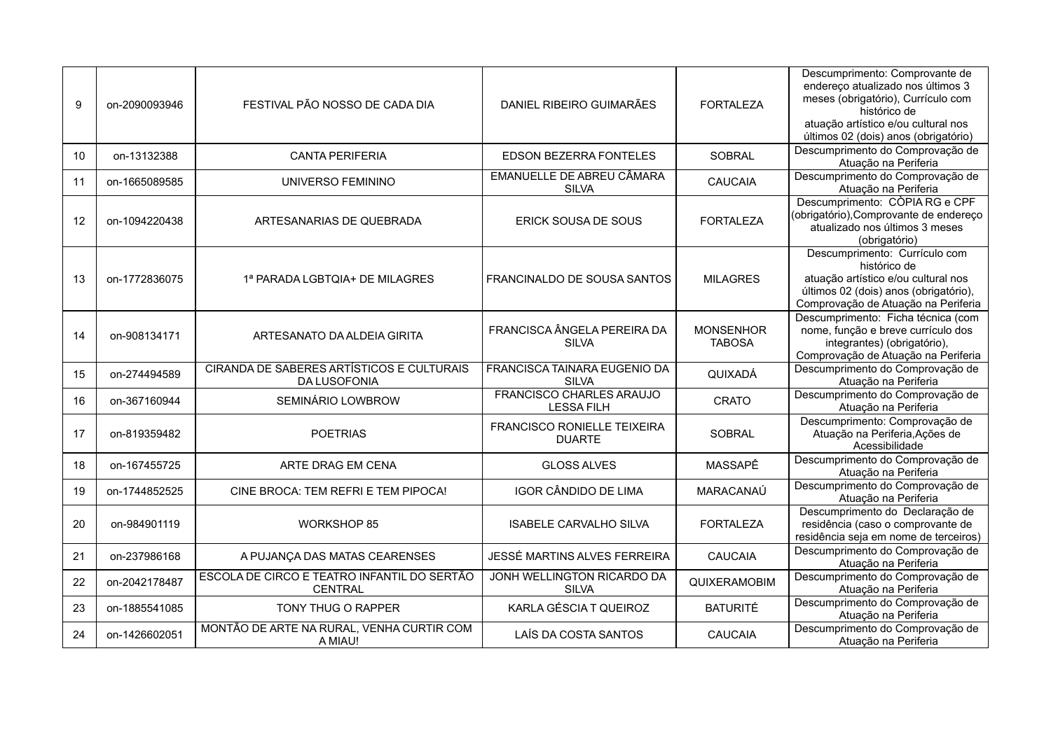| | | | | | |
|---|---|---|---|---|---|
| 9 | on-2090093946 | FESTIVAL PÃO NOSSO DE CADA DIA | DANIEL RIBEIRO GUIMARÃES | FORTALEZA | Descumprimento: Comprovante de endereço atualizado nos últimos 3 meses (obrigatório), Currículo com histórico de atuação artístico e/ou cultural nos últimos 02 (dois) anos (obrigatório) |
| 10 | on-13132388 | CANTA PERIFERIA | EDSON BEZERRA FONTELES | SOBRAL | Descumprimento do Comprovação de Atuação na Periferia |
| 11 | on-1665089585 | UNIVERSO FEMININO | EMANUELLE DE ABREU CÂMARA SILVA | CAUCAIA | Descumprimento do Comprovação de Atuação na Periferia |
| 12 | on-1094220438 | ARTESANARIAS DE QUEBRADA | ERICK SOUSA DE SOUS | FORTALEZA | Descumprimento: CÒPIA RG e CPF (obrigatório),Comprovante de endereço atualizado nos últimos 3 meses (obrigatório) |
| 13 | on-1772836075 | 1ª PARADA LGBTQIA+ DE MILAGRES | FRANCINALDO DE SOUSA SANTOS | MILAGRES | Descumprimento: Currículo com histórico de atuação artístico e/ou cultural nos últimos 02 (dois) anos (obrigatório), Comprovação de Atuação na Periferia |
| 14 | on-908134171 | ARTESANATO DA ALDEIA GIRITA | FRANCISCA ÂNGELA PEREIRA DA SILVA | MONSENHOR TABOSA | Descumprimento: Ficha técnica (com nome, função e breve currículo dos integrantes) (obrigatório), Comprovação de Atuação na Periferia |
| 15 | on-274494589 | CIRANDA DE SABERES ARTÍSTICOS E CULTURAIS DA LUSOFONIA | FRANCISCA TAINARA EUGENIO DA SILVA | QUIXADÁ | Descumprimento do Comprovação de Atuação na Periferia |
| 16 | on-367160944 | SEMINÁRIO LOWBROW | FRANCISCO CHARLES ARAUJO LESSA FILH | CRATO | Descumprimento do Comprovação de Atuação na Periferia |
| 17 | on-819359482 | POETRIAS | FRANCISCO RONIELLE TEIXEIRA DUARTE | SOBRAL | Descumprimento: Comprovação de Atuação na Periferia,Ações de Acessibilidade |
| 18 | on-167455725 | ARTE DRAG EM CENA | GLOSS ALVES | MASSAPÊ | Descumprimento do Comprovação de Atuação na Periferia |
| 19 | on-1744852525 | CINE BROCA: TEM REFRI E TEM PIPOCA! | IGOR CÂNDIDO DE LIMA | MARACANAÚ | Descumprimento do Comprovação de Atuação na Periferia |
| 20 | on-984901119 | WORKSHOP 85 | ISABELE CARVALHO SILVA | FORTALEZA | Descumprimento do Declaração de residência (caso o comprovante de residência seja em nome de terceiros) |
| 21 | on-237986168 | A PUJANÇA DAS MATAS CEARENSES | JESSÉ MARTINS ALVES FERREIRA | CAUCAIA | Descumprimento do Comprovação de Atuação na Periferia |
| 22 | on-2042178487 | ESCOLA DE CIRCO E TEATRO INFANTIL DO SERTÃO CENTRAL | JONH WELLINGTON RICARDO DA SILVA | QUIXERAMOBIM | Descumprimento do Comprovação de Atuação na Periferia |
| 23 | on-1885541085 | TONY THUG O RAPPER | KARLA GÉSCIA T QUEIROZ | BATURITÉ | Descumprimento do Comprovação de Atuação na Periferia |
| 24 | on-1426602051 | MONTÃO DE ARTE NA RURAL, VENHA CURTIR COM A MIAU! | LAÍS DA COSTA SANTOS | CAUCAIA | Descumprimento do Comprovação de Atuação na Periferia |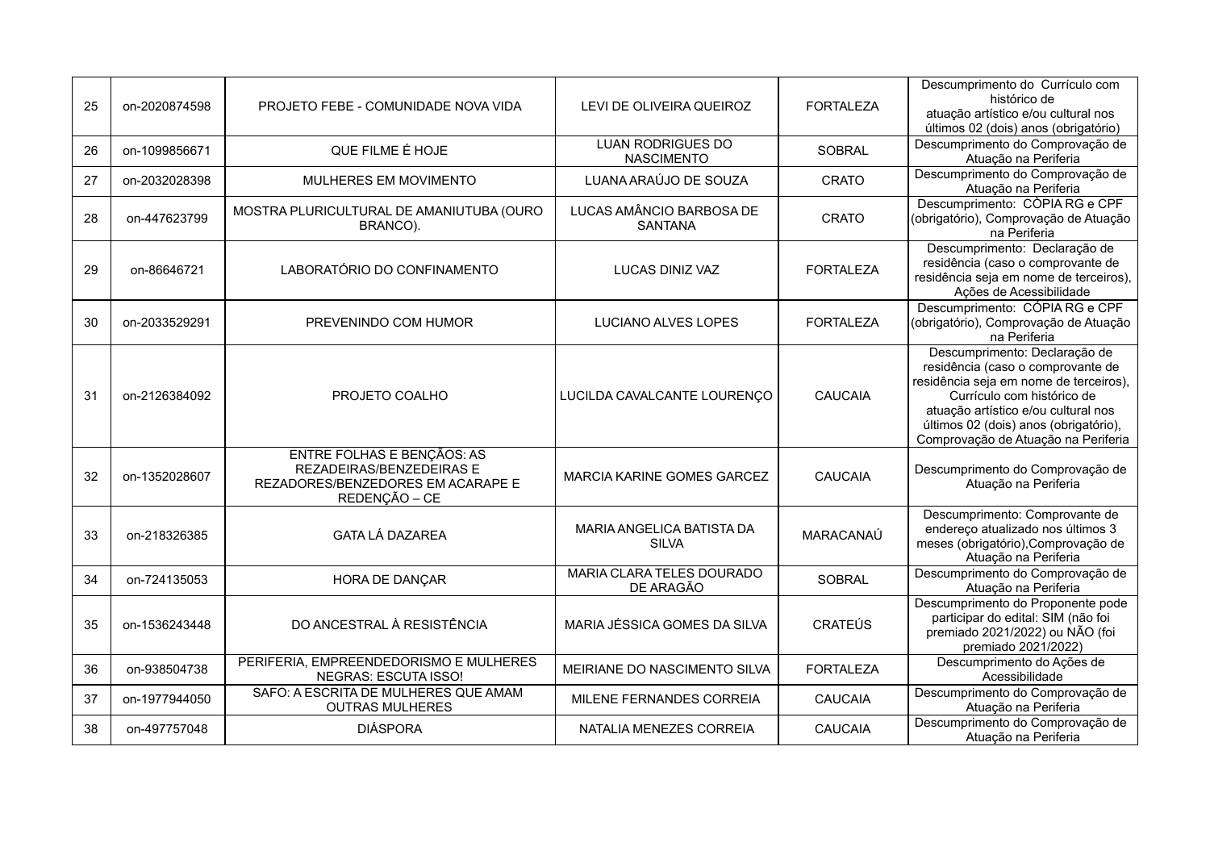| 25 | on-2020874598 | PROJETO FEBE - COMUNIDADE NOVA VIDA | LEVI DE OLIVEIRA QUEIROZ | FORTALEZA | Descumprimento do Currículo com histórico de atuação artístico e/ou cultural nos últimos 02 (dois) anos (obrigatório) |
|---|---|---|---|---|---|
| 26 | on-1099856671 | QUE FILME É HOJE | LUAN RODRIGUES DO NASCIMENTO | SOBRAL | Descumprimento do Comprovação de Atuação na Periferia |
| 27 | on-2032028398 | MULHERES EM MOVIMENTO | LUANA ARAÚJO DE SOUZA | CRATO | Descumprimento do Comprovação de Atuação na Periferia |
| 28 | on-447623799 | MOSTRA PLURICULTURAL DE AMANIUTUBA (OURO BRANCO). | LUCAS AMÂNCIO BARBOSA DE SANTANA | CRATO | Descumprimento: CÒPIA RG e CPF (obrigatório), Comprovação de Atuação na Periferia |
| 29 | on-86646721 | LABORATÓRIO DO CONFINAMENTO | LUCAS DINIZ VAZ | FORTALEZA | Descumprimento: Declaração de residência (caso o comprovante de residência seja em nome de terceiros), Ações de Acessibilidade |
| 30 | on-2033529291 | PREVENINDO COM HUMOR | LUCIANO ALVES LOPES | FORTALEZA | Descumprimento: CÓPIA RG e CPF (obrigatório), Comprovação de Atuação na Periferia |
| 31 | on-2126384092 | PROJETO COALHO | LUCILDA CAVALCANTE LOURENÇO | CAUCAIA | Descumprimento: Declaração de residência (caso o comprovante de residência seja em nome de terceiros), Currículo com histórico de atuação artístico e/ou cultural nos últimos 02 (dois) anos (obrigatório), Comprovação de Atuação na Periferia |
| 32 | on-1352028607 | ENTRE FOLHAS E BENÇÃOS: AS REZADEIRAS/BENZEDEIRAS E REZADORES/BENZEDORES EM ACARAPE E REDENÇÃO – CE | MARCIA KARINE GOMES GARCEZ | CAUCAIA | Descumprimento do Comprovação de Atuação na Periferia |
| 33 | on-218326385 | GATA LÁ DAZAREA | MARIA ANGELICA BATISTA DA SILVA | MARACANAÚ | Descumprimento: Comprovante de endereço atualizado nos últimos 3 meses (obrigatório),Comprovação de Atuação na Periferia |
| 34 | on-724135053 | HORA DE DANÇAR | MARIA CLARA TELES DOURADO DE ARAGÃO | SOBRAL | Descumprimento do Comprovação de Atuação na Periferia |
| 35 | on-1536243448 | DO ANCESTRAL À RESISTÊNCIA | MARIA JÉSSICA GOMES DA SILVA | CRATEÚS | Descumprimento do Proponente pode participar do edital: SIM (não foi premiado 2021/2022) ou NÃO (foi premiado 2021/2022) |
| 36 | on-938504738 | PERIFERIA, EMPREENDEDORISMO E MULHERES NEGRAS: ESCUTA ISSO! | MEIRIANE DO NASCIMENTO SILVA | FORTALEZA | Descumprimento do Ações de Acessibilidade |
| 37 | on-1977944050 | SAFO: A ESCRITA DE MULHERES QUE AMAM OUTRAS MULHERES | MILENE FERNANDES CORREIA | CAUCAIA | Descumprimento do Comprovação de Atuação na Periferia |
| 38 | on-497757048 | DIÁSPORA | NATALIA MENEZES CORREIA | CAUCAIA | Descumprimento do Comprovação de Atuação na Periferia |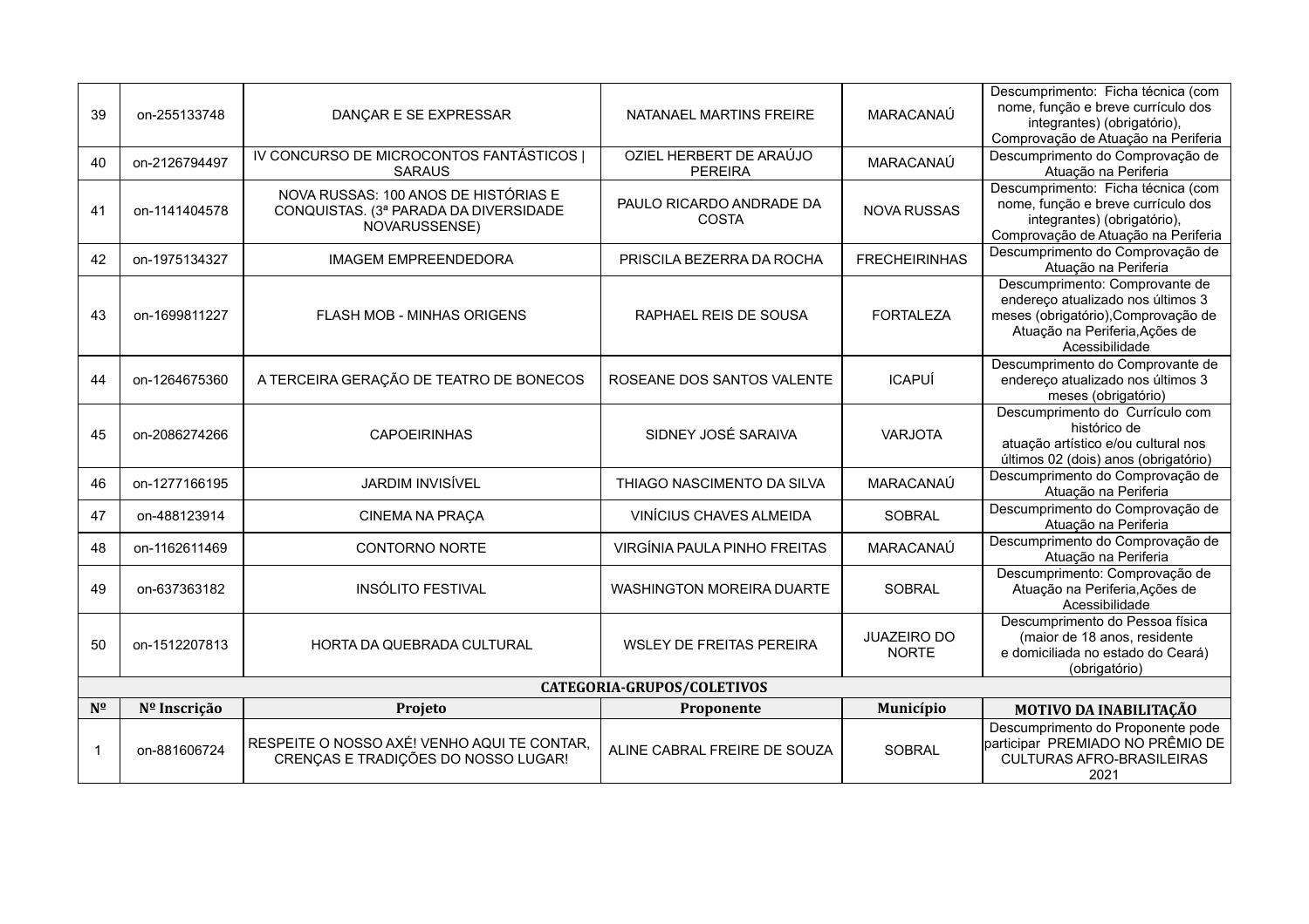| | | | | | |
|---|---|---|---|---|---|
| 39 | on-255133748 | DANÇAR E SE EXPRESSAR | NATANAEL MARTINS FREIRE | MARACANAÚ | Descumprimento: Ficha técnica (com nome, função e breve currículo dos integrantes) (obrigatório), Comprovação de Atuação na Periferia |
| 40 | on-2126794497 | IV CONCURSO DE MICROCONTOS FANTÁSTICOS \| SARAUS | OZIEL HERBERT DE ARAÚJO PEREIRA | MARACANAÚ | Descumprimento do Comprovação de Atuação na Periferia |
| 41 | on-1141404578 | NOVA RUSSAS: 100 ANOS DE HISTÓRIAS E CONQUISTAS. (3ª PARADA DA DIVERSIDADE NOVARUSSENSE) | PAULO RICARDO ANDRADE DA COSTA | NOVA RUSSAS | Descumprimento: Ficha técnica (com nome, função e breve currículo dos integrantes) (obrigatório), Comprovação de Atuação na Periferia |
| 42 | on-1975134327 | IMAGEM EMPREENDEDORA | PRISCILA BEZERRA DA ROCHA | FRECHEIRINHAS | Descumprimento do Comprovação de Atuação na Periferia |
| 43 | on-1699811227 | FLASH MOB - MINHAS ORIGENS | RAPHAEL REIS DE SOUSA | FORTALEZA | Descumprimento: Comprovante de endereço atualizado nos últimos 3 meses (obrigatório),Comprovação de Atuação na Periferia,Ações de Acessibilidade |
| 44 | on-1264675360 | A TERCEIRA GERAÇÃO DE TEATRO DE BONECOS | ROSEANE DOS SANTOS VALENTE | ICAPUÍ | Descumprimento do Comprovante de endereço atualizado nos últimos 3 meses (obrigatório) |
| 45 | on-2086274266 | CAPOEIRINHAS | SIDNEY JOSÉ SARAIVA | VARJOTA | Descumprimento do Currículo com histórico de atuação artístico e/ou cultural nos últimos 02 (dois) anos (obrigatório) |
| 46 | on-1277166195 | JARDIM INVISÍVEL | THIAGO NASCIMENTO DA SILVA | MARACANAÚ | Descumprimento do Comprovação de Atuação na Periferia |
| 47 | on-488123914 | CINEMA NA PRAÇA | VINÍCIUS CHAVES ALMEIDA | SOBRAL | Descumprimento do Comprovação de Atuação na Periferia |
| 48 | on-1162611469 | CONTORNO NORTE | VIRGÍNIA PAULA PINHO FREITAS | MARACANAÚ | Descumprimento do Comprovação de Atuação na Periferia |
| 49 | on-637363182 | INSÓLITO FESTIVAL | WASHINGTON MOREIRA DUARTE | SOBRAL | Descumprimento: Comprovação de Atuação na Periferia,Ações de Acessibilidade |
| 50 | on-1512207813 | HORTA DA QUEBRADA CULTURAL | WSLEY DE FREITAS PEREIRA | JUAZEIRO DO NORTE | Descumprimento do Pessoa física (maior de 18 anos, residente e domiciliada no estado do Ceará) (obrigatório) |

**CATEGORIA-GRUPOS/COLETIVOS**

| Nº | Nº Inscrição | Projeto | Proponente | Município | MOTIVO DA INABILITAÇÃO |
|---|---|---|---|---|---|
| 1 | on-881606724 | RESPEITE O NOSSO AXÉ! VENHO AQUI TE CONTAR, CRENÇAS E TRADIÇÕES DO NOSSO LUGAR! | ALINE CABRAL FREIRE DE SOUZA | SOBRAL | Descumprimento do Proponente pode participar PREMIADO NO PRÊMIO DE CULTURAS AFRO-BRASILEIRAS 2021 |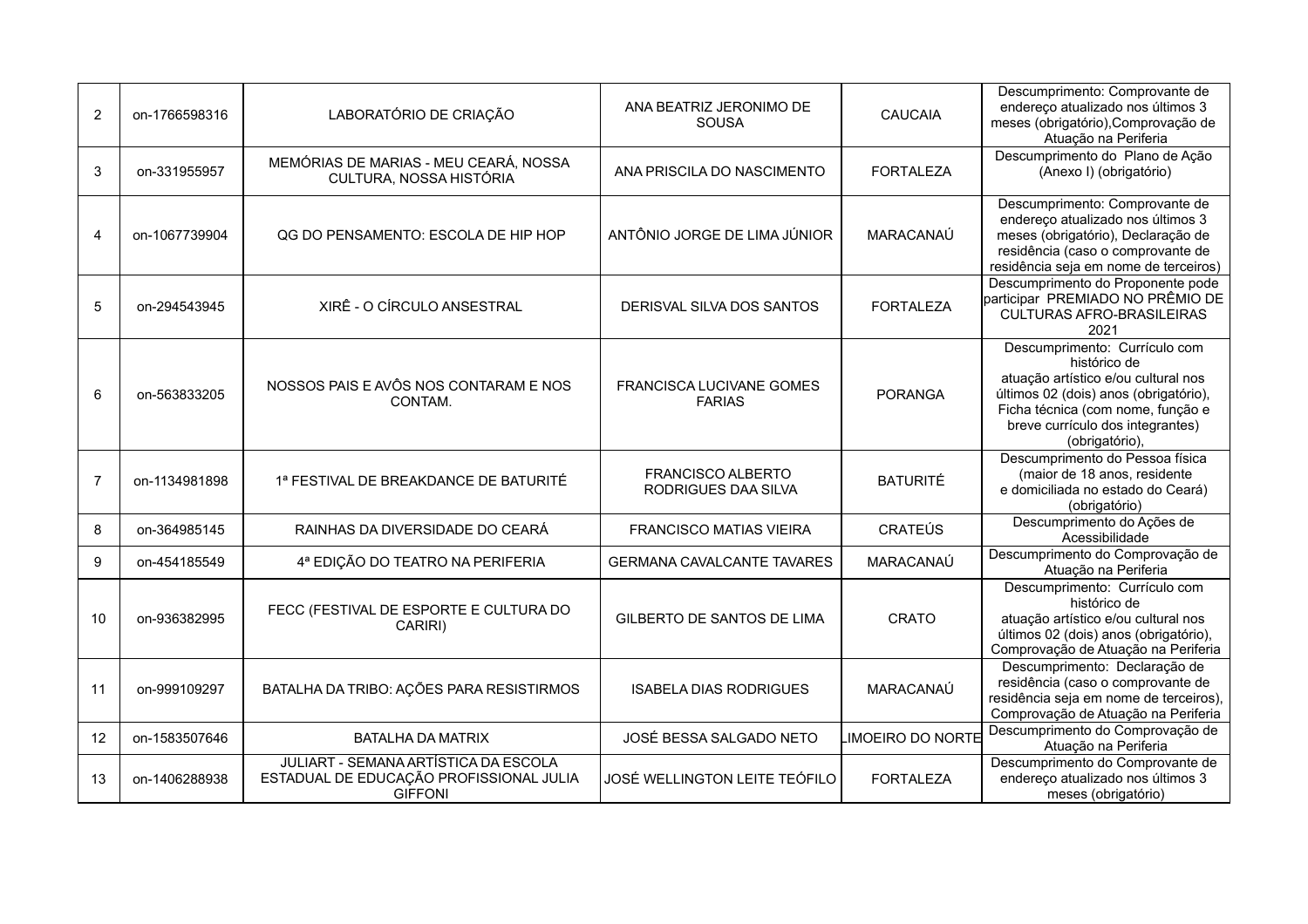| | | | | | |
|---|---|---|---|---|---|
| 2 | on-1766598316 | LABORATÓRIO DE CRIAÇÃO | ANA BEATRIZ JERONIMO DE SOUSA | CAUCAIA | Descumprimento: Comprovante de endereço atualizado nos últimos 3 meses (obrigatório),Comprovação de Atuação na Periferia |
| 3 | on-331955957 | MEMÓRIAS DE MARIAS - MEU CEARÁ, NOSSA CULTURA, NOSSA HISTÓRIA | ANA PRISCILA DO NASCIMENTO | FORTALEZA | Descumprimento do Plano de Ação (Anexo I) (obrigatório) |
| 4 | on-1067739904 | QG DO PENSAMENTO: ESCOLA DE HIP HOP | ANTÔNIO JORGE DE LIMA JÚNIOR | MARACANAÚ | Descumprimento: Comprovante de endereço atualizado nos últimos 3 meses (obrigatório), Declaração de residência (caso o comprovante de residência seja em nome de terceiros) |
| 5 | on-294543945 | XIRÊ - O CÍRCULO ANSESTRAL | DERISVAL SILVA DOS SANTOS | FORTALEZA | Descumprimento do Proponente pode participar PREMIADO NO PRÊMIO DE CULTURAS AFRO-BRASILEIRAS 2021 |
| 6 | on-563833205 | NOSSOS PAIS E AVÔS NOS CONTARAM E NOS CONTAM. | FRANCISCA LUCIVANE GOMES FARIAS | PORANGA | Descumprimento: Currículo com histórico de atuação artístico e/ou cultural nos últimos 02 (dois) anos (obrigatório), Ficha técnica (com nome, função e breve currículo dos integrantes) (obrigatório), |
| 7 | on-1134981898 | 1ª FESTIVAL DE BREAKDANCE DE BATURITÉ | FRANCISCO ALBERTO RODRIGUES DAA SILVA | BATURITÉ | Descumprimento do Pessoa física (maior de 18 anos, residente e domiciliada no estado do Ceará) (obrigatório) |
| 8 | on-364985145 | RAINHAS DA DIVERSIDADE DO CEARÁ | FRANCISCO MATIAS VIEIRA | CRATEÚS | Descumprimento do Ações de Acessibilidade |
| 9 | on-454185549 | 4ª EDIÇÃO DO TEATRO NA PERIFERIA | GERMANA CAVALCANTE TAVARES | MARACANAÚ | Descumprimento do Comprovação de Atuação na Periferia |
| 10 | on-936382995 | FECC (FESTIVAL DE ESPORTE E CULTURA DO CARIRI) | GILBERTO DE SANTOS DE LIMA | CRATO | Descumprimento: Currículo com histórico de atuação artístico e/ou cultural nos últimos 02 (dois) anos (obrigatório), Comprovação de Atuação na Periferia |
| 11 | on-999109297 | BATALHA DA TRIBO: AÇÕES PARA RESISTIRMOS | ISABELA DIAS RODRIGUES | MARACANAÚ | Descumprimento: Declaração de residência (caso o comprovante de residência seja em nome de terceiros), Comprovação de Atuação na Periferia |
| 12 | on-1583507646 | BATALHA DA MATRIX | JOSÉ BESSA SALGADO NETO | LIMOEIRO DO NORTE | Descumprimento do Comprovação de Atuação na Periferia |
| 13 | on-1406288938 | JULIART - SEMANA ARTÍSTICA DA ESCOLA ESTADUAL DE EDUCAÇÃO PROFISSIONAL JULIA GIFFONI | JOSÉ WELLINGTON LEITE TEÓFILO | FORTALEZA | Descumprimento do Comprovante de endereço atualizado nos últimos 3 meses (obrigatório) |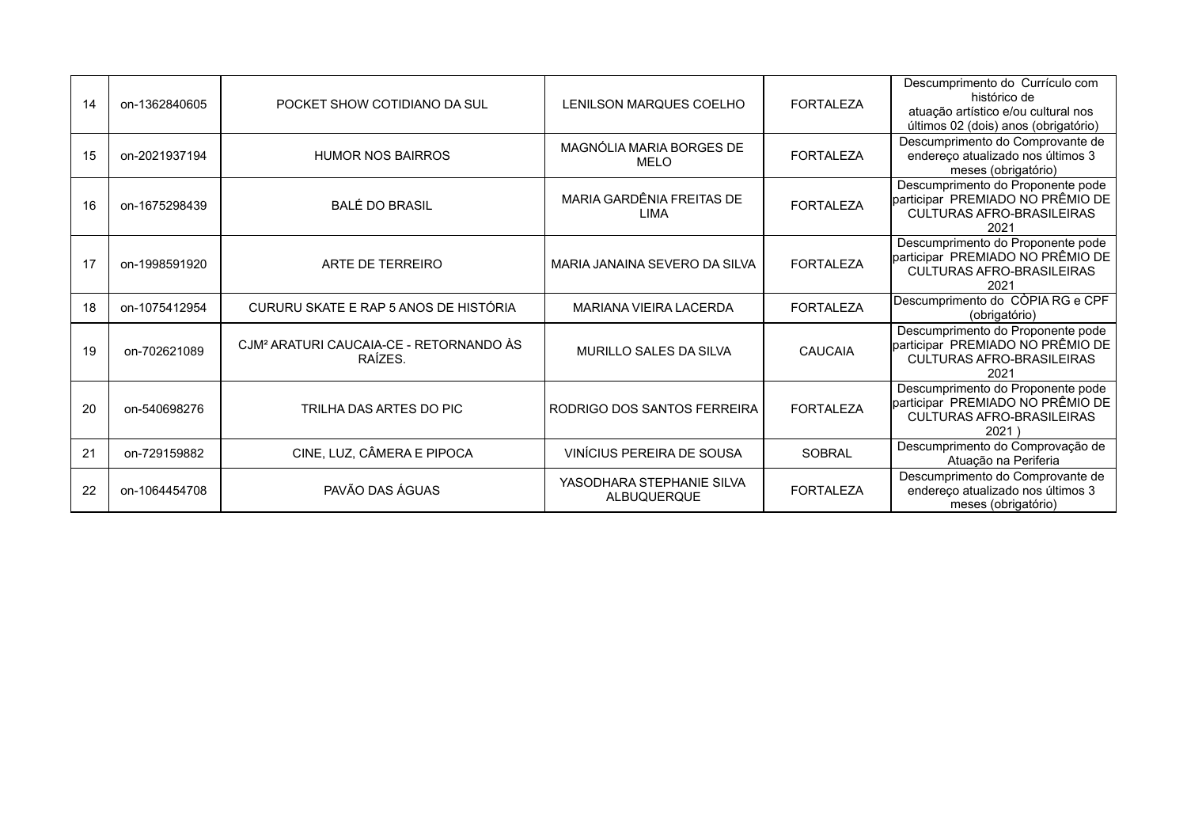| | | | | | |
|---|---|---|---|---|---|
| 14 | on-1362840605 | POCKET SHOW COTIDIANO DA SUL | LENILSON MARQUES COELHO | FORTALEZA | Descumprimento do Currículo com histórico de atuação artístico e/ou cultural nos últimos 02 (dois) anos (obrigatório) |
| 15 | on-2021937194 | HUMOR NOS BAIRROS | MAGNÓLIA MARIA BORGES DE MELO | FORTALEZA | Descumprimento do Comprovante de endereço atualizado nos últimos 3 meses (obrigatório) |
| 16 | on-1675298439 | BALÉ DO BRASIL | MARIA GARDÊNIA FREITAS DE LIMA | FORTALEZA | Descumprimento do Proponente pode participar PREMIADO NO PRÊMIO DE CULTURAS AFRO-BRASILEIRAS 2021 |
| 17 | on-1998591920 | ARTE DE TERREIRO | MARIA JANAINA SEVERO DA SILVA | FORTALEZA | Descumprimento do Proponente pode participar PREMIADO NO PRÊMIO DE CULTURAS AFRO-BRASILEIRAS 2021 |
| 18 | on-1075412954 | CURURU SKATE E RAP 5 ANOS DE HISTÓRIA | MARIANA VIEIRA LACERDA | FORTALEZA | Descumprimento do CÒPIA RG e CPF (obrigatório) |
| 19 | on-702621089 | CJM² ARATURI CAUCAIA-CE - RETORNANDO ÀS RAÍZES. | MURILLO SALES DA SILVA | CAUCAIA | Descumprimento do Proponente pode participar PREMIADO NO PRÊMIO DE CULTURAS AFRO-BRASILEIRAS 2021 |
| 20 | on-540698276 | TRILHA DAS ARTES DO PIC | RODRIGO DOS SANTOS FERREIRA | FORTALEZA | Descumprimento do Proponente pode participar PREMIADO NO PRÊMIO DE CULTURAS AFRO-BRASILEIRAS 2021 ) |
| 21 | on-729159882 | CINE, LUZ, CÂMERA E PIPOCA | VINÍCIUS PEREIRA DE SOUSA | SOBRAL | Descumprimento do Comprovação de Atuação na Periferia |
| 22 | on-1064454708 | PAVÃO DAS ÁGUAS | YASODHARA STEPHANIE SILVA ALBUQUERQUE | FORTALEZA | Descumprimento do Comprovante de endereço atualizado nos últimos 3 meses (obrigatório) |